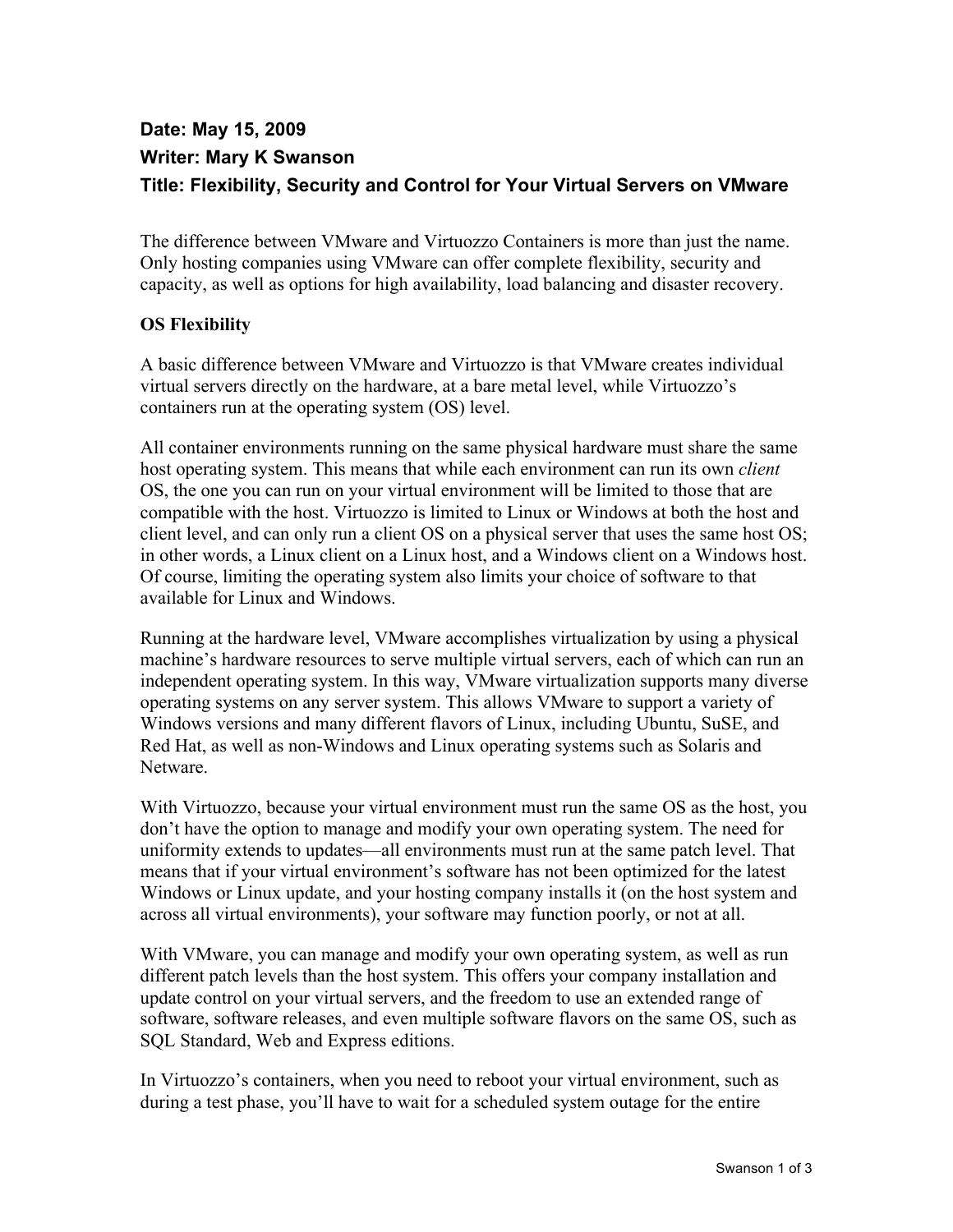**Date: May 15, 2009**

**Writer: Mary K Swanson**

**Title: Flexibility, Security and Control for Your Virtual Servers on VMware**

The difference between VMware and Virtuozzo Containers is more than just the name. Only hosting companies using VMware can offer complete flexibility, security and capacity, as well as options for high availability, load balancing and disaster recovery.

**OS Flexibility**

A basic difference between VMware and Virtuozzo is that VMware creates individual virtual servers directly on the hardware, at a bare metal level, while Virtuozzo's containers run at the operating system (OS) level.

All container environments running on the same physical hardware must share the same host operating system. This means that while each environment can run its own *client* OS, the one you can run on your virtual environment will be limited to those that are compatible with the host. Virtuozzo is limited to Linux or Windows at both the host and client level, and can only run a client OS on a physical server that uses the same host OS; in other words, a Linux client on a Linux host, and a Windows client on a Windows host. Of course, limiting the operating system also limits your choice of software to that available for Linux and Windows.

Running at the hardware level, VMware accomplishes virtualization by using a physical machine's hardware resources to serve multiple virtual servers, each of which can run an independent operating system. In this way, VMware virtualization supports many diverse operating systems on any server system. This allows VMware to support a variety of Windows versions and many different flavors of Linux, including Ubuntu, SuSE, and Red Hat, as well as non-Windows and Linux operating systems such as Solaris and Netware.

With Virtuozzo, because your virtual environment must run the same OS as the host, you don't have the option to manage and modify your own operating system. The need for uniformity extends to updates—all environments must run at the same patch level. That means that if your virtual environment's software has not been optimized for the latest Windows or Linux update, and your hosting company installs it (on the host system and across all virtual environments), your software may function poorly, or not at all.

With VMware, you can manage and modify your own operating system, as well as run different patch levels than the host system. This offers your company installation and update control on your virtual servers, and the freedom to use an extended range of software, software releases, and even multiple software flavors on the same OS, such as SQL Standard, Web and Express editions.

In Virtuozzo's containers, when you need to reboot your virtual environment, such as during a test phase, you'll have to wait for a scheduled system outage for the entire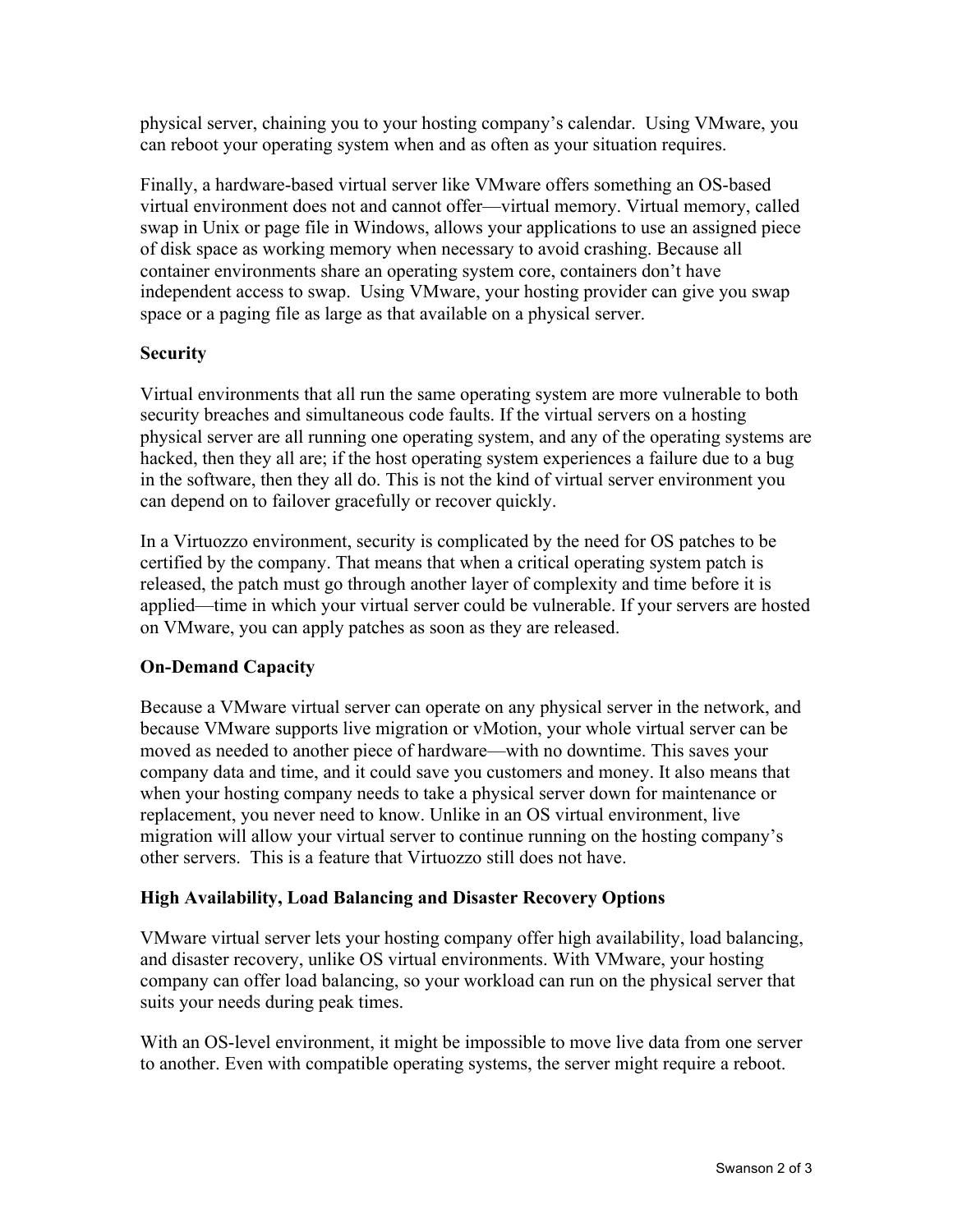physical server, chaining you to your hosting company's calendar. Using VMware, you can reboot your operating system when and as often as your situation requires.

Finally, a hardware-based virtual server like VMware offers something an OS-based virtual environment does not and cannot offer—virtual memory. Virtual memory, called swap in Unix or page file in Windows, allows your applications to use an assigned piece of disk space as working memory when necessary to avoid crashing. Because all container environments share an operating system core, containers don't have independent access to swap. Using VMware, your hosting provider can give you swap space or a paging file as large as that available on a physical server.

**Security**

Virtual environments that all run the same operating system are more vulnerable to both security breaches and simultaneous code faults. If the virtual servers on a hosting physical server are all running one operating system, and any of the operating systems are hacked, then they all are; if the host operating system experiences a failure due to a bug in the software, then they all do. This is not the kind of virtual server environment you can depend on to failover gracefully or recover quickly.

In a Virtuozzo environment, security is complicated by the need for OS patches to be certified by the company. That means that when a critical operating system patch is released, the patch must go through another layer of complexity and time before it is applied—time in which your virtual server could be vulnerable. If your servers are hosted on VMware, you can apply patches as soon as they are released.

**On-Demand Capacity**

Because a VMware virtual server can operate on any physical server in the network, and because VMware supports live migration or vMotion, your whole virtual server can be moved as needed to another piece of hardware—with no downtime. This saves your company data and time, and it could save you customers and money. It also means that when your hosting company needs to take a physical server down for maintenance or replacement, you never need to know. Unlike in an OS virtual environment, live migration will allow your virtual server to continue running on the hosting company's other servers. This is a feature that Virtuozzo still does not have.

**High Availability, Load Balancing and Disaster Recovery Options**

VMware virtual server lets your hosting company offer high availability, load balancing, and disaster recovery, unlike OS virtual environments. With VMware, your hosting company can offer load balancing, so your workload can run on the physical server that suits your needs during peak times.

With an OS-level environment, it might be impossible to move live data from one server to another. Even with compatible operating systems, the server might require a reboot.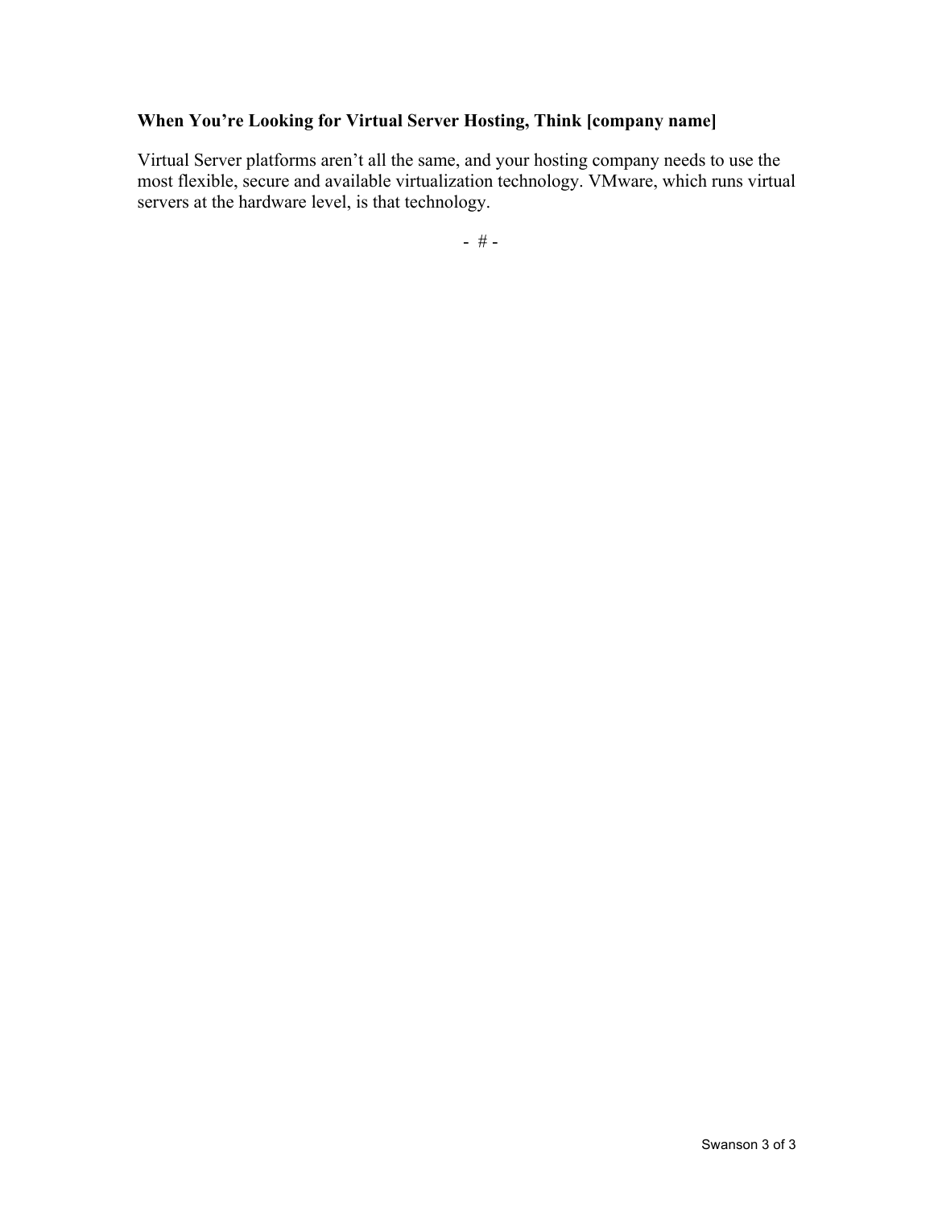**When You're Looking for Virtual Server Hosting, Think [company name]**

Virtual Server platforms aren't all the same, and your hosting company needs to use the most flexible, secure and available virtualization technology. VMware, which runs virtual servers at the hardware level, is that technology.

- # -